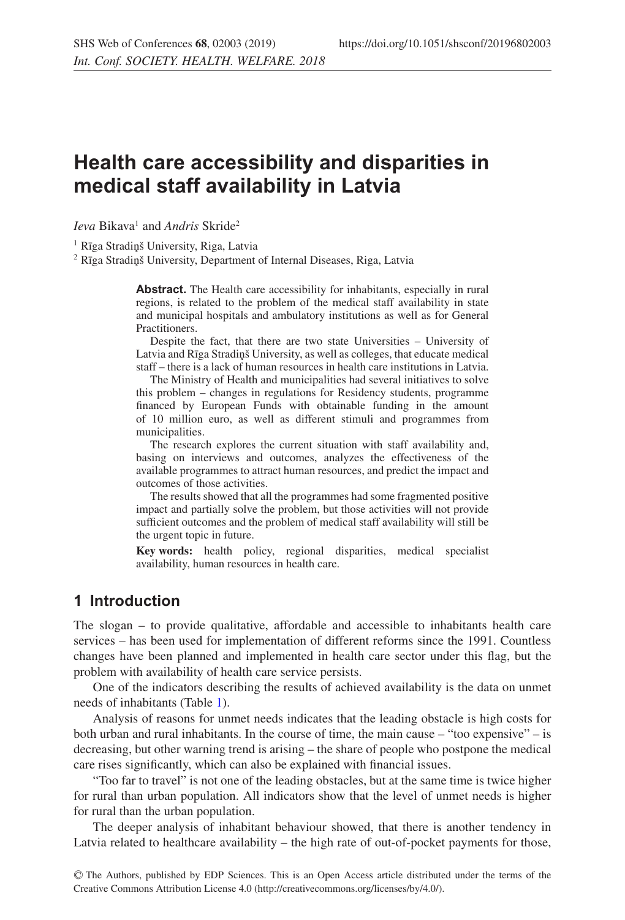# Health care accessibility and disparities in medical staff availability in Latvia

*Ieva* Bikava[1] and *Andris* Skride[2]

[1] Rīga Stradiņš University, Riga, Latvia

[2] Rīga Stradiņš University, Department of Internal Diseases, Riga, Latvia

**Abstract.** The Health care accessibility for inhabitants, especially in rural regions, is related to the problem of the medical staff availability in state and municipal hospitals and ambulatory institutions as well as for General Practitioners.

Despite the fact, that there are two state Universities – University of Latvia and Rīga Stradiņš University, as well as colleges, that educate medical staff – there is a lack of human resources in health care institutions in Latvia.

The Ministry of Health and municipalities had several initiatives to solve this problem – changes in regulations for Residency students, programme financed by European Funds with obtainable funding in the amount of 10 million euro, as well as different stimuli and programmes from municipalities.

The research explores the current situation with staff availability and, basing on interviews and outcomes, analyzes the effectiveness of the available programmes to attract human resources, and predict the impact and outcomes of those activities.

The results showed that all the programmes had some fragmented positive impact and partially solve the problem, but those activities will not provide sufficient outcomes and the problem of medical staff availability will still be the urgent topic in future.

**Key words:** health policy, regional disparities, medical specialist availability, human resources in health care.

## 1 Introduction

The slogan – to provide qualitative, affordable and accessible to inhabitants health care services – has been used for implementation of different reforms since the 1991. Countless changes have been planned and implemented in health care sector under this flag, but the problem with availability of health care service persists.

One of the indicators describing the results of achieved availability is the data on unmet needs of inhabitants (Table 1).

Analysis of reasons for unmet needs indicates that the leading obstacle is high costs for both urban and rural inhabitants. In the course of time, the main cause – "too expensive" – is decreasing, but other warning trend is arising – the share of people who postpone the medical care rises significantly, which can also be explained with financial issues.

"Too far to travel" is not one of the leading obstacles, but at the same time is twice higher for rural than urban population. All indicators show that the level of unmet needs is higher for rural than the urban population.

The deeper analysis of inhabitant behaviour showed, that there is another tendency in Latvia related to healthcare availability – the high rate of out-of-pocket payments for those,

© The Authors, published by EDP Sciences. This is an Open Access article distributed under the terms of the Creative Commons Attribution License 4.0 (http://creativecommons.org/licenses/by/4.0/).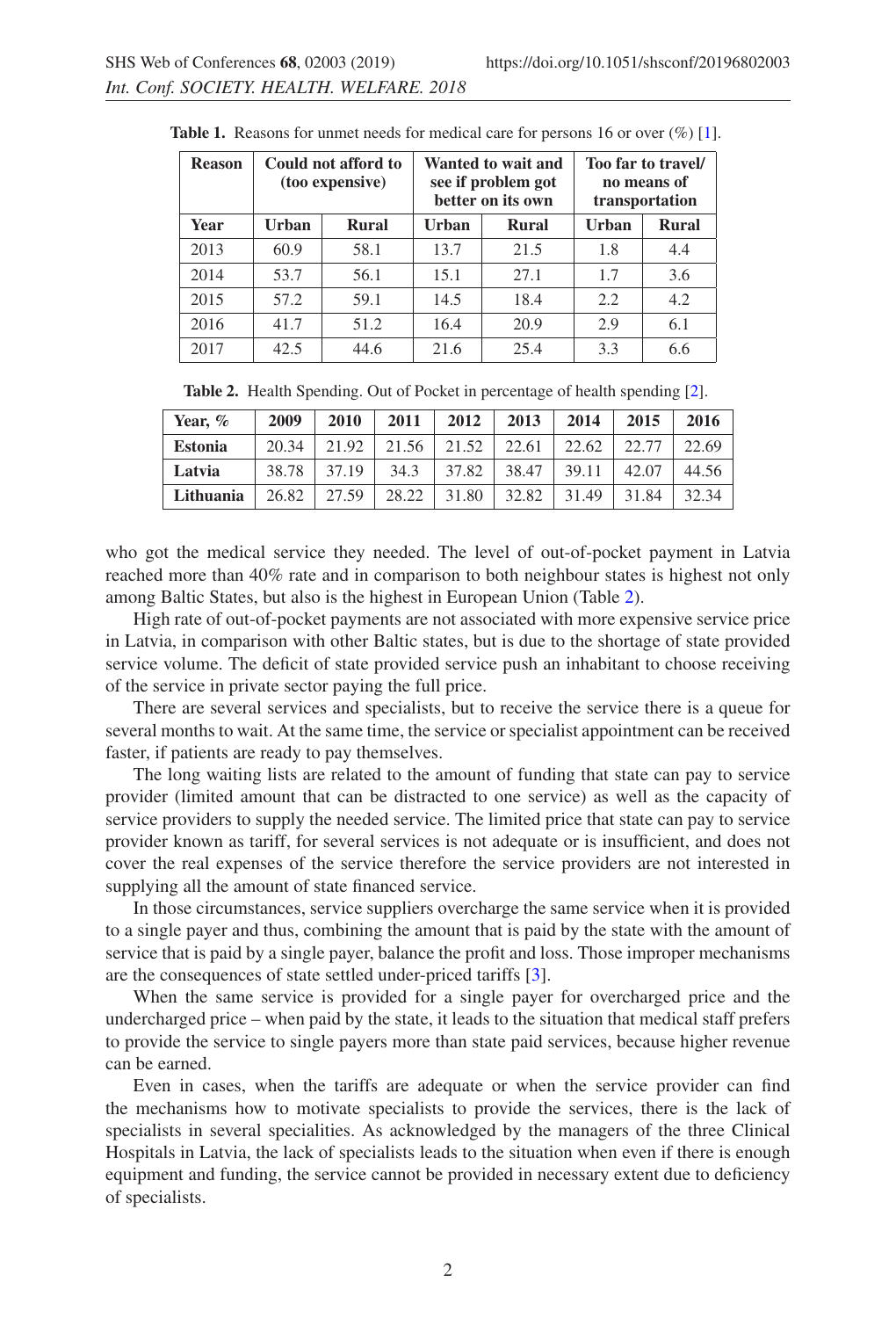**Table 1.** Reasons for unmet needs for medical care for persons 16 or over (%) [1].

| Reason | Could not afford to (too expensive) | | Wanted to wait and see if problem got better on its own | | Too far to travel/ no means of transportation | |
|---|---|---|---|---|---|---|
| Year | Urban | Rural | Urban | Rural | Urban | Rural |
| 2013 | 60.9 | 58.1 | 13.7 | 21.5 | 1.8 | 4.4 |
| 2014 | 53.7 | 56.1 | 15.1 | 27.1 | 1.7 | 3.6 |
| 2015 | 57.2 | 59.1 | 14.5 | 18.4 | 2.2 | 4.2 |
| 2016 | 41.7 | 51.2 | 16.4 | 20.9 | 2.9 | 6.1 |
| 2017 | 42.5 | 44.6 | 21.6 | 25.4 | 3.3 | 6.6 |

**Table 2.** Health Spending. Out of Pocket in percentage of health spending [2].

| Year, % | 2009 | 2010 | 2011 | 2012 | 2013 | 2014 | 2015 | 2016 |
|---|---|---|---|---|---|---|---|---|
| **Estonia** | 20.34 | 21.92 | 21.56 | 21.52 | 22.61 | 22.62 | 22.77 | 22.69 |
| **Latvia** | 38.78 | 37.19 | 34.3 | 37.82 | 38.47 | 39.11 | 42.07 | 44.56 |
| **Lithuania** | 26.82 | 27.59 | 28.22 | 31.80 | 32.82 | 31.49 | 31.84 | 32.34 |

who got the medical service they needed. The level of out-of-pocket payment in Latvia reached more than 40% rate and in comparison to both neighbour states is highest not only among Baltic States, but also is the highest in European Union (Table 2).

High rate of out-of-pocket payments are not associated with more expensive service price in Latvia, in comparison with other Baltic states, but is due to the shortage of state provided service volume. The deficit of state provided service push an inhabitant to choose receiving of the service in private sector paying the full price.

There are several services and specialists, but to receive the service there is a queue for several months to wait. At the same time, the service or specialist appointment can be received faster, if patients are ready to pay themselves.

The long waiting lists are related to the amount of funding that state can pay to service provider (limited amount that can be distracted to one service) as well as the capacity of service providers to supply the needed service. The limited price that state can pay to service provider known as tariff, for several services is not adequate or is insufficient, and does not cover the real expenses of the service therefore the service providers are not interested in supplying all the amount of state financed service.

In those circumstances, service suppliers overcharge the same service when it is provided to a single payer and thus, combining the amount that is paid by the state with the amount of service that is paid by a single payer, balance the profit and loss. Those improper mechanisms are the consequences of state settled under-priced tariffs [3].

When the same service is provided for a single payer for overcharged price and the undercharged price – when paid by the state, it leads to the situation that medical staff prefers to provide the service to single payers more than state paid services, because higher revenue can be earned.

Even in cases, when the tariffs are adequate or when the service provider can find the mechanisms how to motivate specialists to provide the services, there is the lack of specialists in several specialities. As acknowledged by the managers of the three Clinical Hospitals in Latvia, the lack of specialists leads to the situation when even if there is enough equipment and funding, the service cannot be provided in necessary extent due to deficiency of specialists.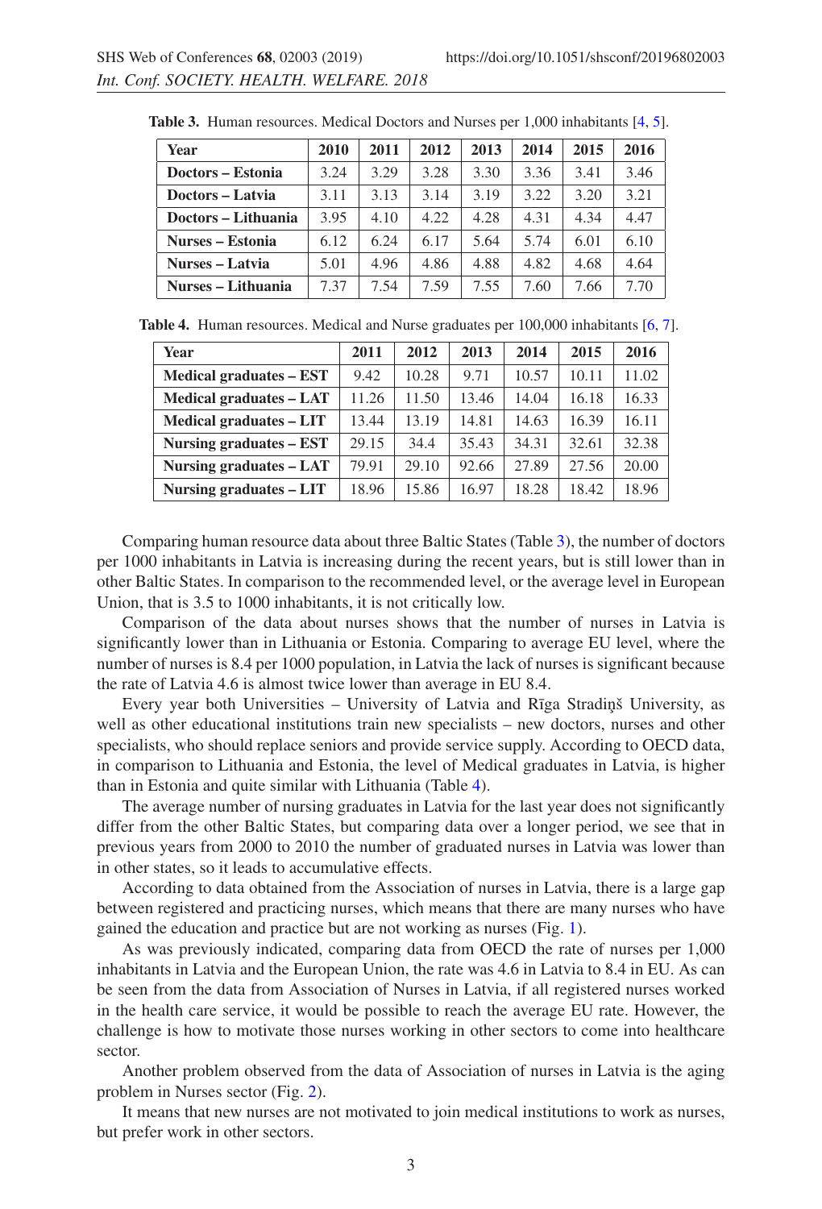**Table 3.** Human resources. Medical Doctors and Nurses per 1,000 inhabitants [4, 5].

| Year | 2010 | 2011 | 2012 | 2013 | 2014 | 2015 | 2016 |
|---|---|---|---|---|---|---|---|
| **Doctors – Estonia** | 3.24 | 3.29 | 3.28 | 3.30 | 3.36 | 3.41 | 3.46 |
| **Doctors – Latvia** | 3.11 | 3.13 | 3.14 | 3.19 | 3.22 | 3.20 | 3.21 |
| **Doctors – Lithuania** | 3.95 | 4.10 | 4.22 | 4.28 | 4.31 | 4.34 | 4.47 |
| **Nurses – Estonia** | 6.12 | 6.24 | 6.17 | 5.64 | 5.74 | 6.01 | 6.10 |
| **Nurses – Latvia** | 5.01 | 4.96 | 4.86 | 4.88 | 4.82 | 4.68 | 4.64 |
| **Nurses – Lithuania** | 7.37 | 7.54 | 7.59 | 7.55 | 7.60 | 7.66 | 7.70 |

**Table 4.** Human resources. Medical and Nurse graduates per 100,000 inhabitants [6, 7].

| Year | 2011 | 2012 | 2013 | 2014 | 2015 | 2016 |
|---|---|---|---|---|---|---|
| **Medical graduates – EST** | 9.42 | 10.28 | 9.71 | 10.57 | 10.11 | 11.02 |
| **Medical graduates – LAT** | 11.26 | 11.50 | 13.46 | 14.04 | 16.18 | 16.33 |
| **Medical graduates – LIT** | 13.44 | 13.19 | 14.81 | 14.63 | 16.39 | 16.11 |
| **Nursing graduates – EST** | 29.15 | 34.4 | 35.43 | 34.31 | 32.61 | 32.38 |
| **Nursing graduates – LAT** | 79.91 | 29.10 | 92.66 | 27.89 | 27.56 | 20.00 |
| **Nursing graduates – LIT** | 18.96 | 15.86 | 16.97 | 18.28 | 18.42 | 18.96 |

Comparing human resource data about three Baltic States (Table 3), the number of doctors per 1000 inhabitants in Latvia is increasing during the recent years, but is still lower than in other Baltic States. In comparison to the recommended level, or the average level in European Union, that is 3.5 to 1000 inhabitants, it is not critically low.

Comparison of the data about nurses shows that the number of nurses in Latvia is significantly lower than in Lithuania or Estonia. Comparing to average EU level, where the number of nurses is 8.4 per 1000 population, in Latvia the lack of nurses is significant because the rate of Latvia 4.6 is almost twice lower than average in EU 8.4.

Every year both Universities – University of Latvia and Rīga Stradiņš University, as well as other educational institutions train new specialists – new doctors, nurses and other specialists, who should replace seniors and provide service supply. According to OECD data, in comparison to Lithuania and Estonia, the level of Medical graduates in Latvia, is higher than in Estonia and quite similar with Lithuania (Table 4).

The average number of nursing graduates in Latvia for the last year does not significantly differ from the other Baltic States, but comparing data over a longer period, we see that in previous years from 2000 to 2010 the number of graduated nurses in Latvia was lower than in other states, so it leads to accumulative effects.

According to data obtained from the Association of nurses in Latvia, there is a large gap between registered and practicing nurses, which means that there are many nurses who have gained the education and practice but are not working as nurses (Fig. 1).

As was previously indicated, comparing data from OECD the rate of nurses per 1,000 inhabitants in Latvia and the European Union, the rate was 4.6 in Latvia to 8.4 in EU. As can be seen from the data from Association of Nurses in Latvia, if all registered nurses worked in the health care service, it would be possible to reach the average EU rate. However, the challenge is how to motivate those nurses working in other sectors to come into healthcare sector.

Another problem observed from the data of Association of nurses in Latvia is the aging problem in Nurses sector (Fig. 2).

It means that new nurses are not motivated to join medical institutions to work as nurses, but prefer work in other sectors.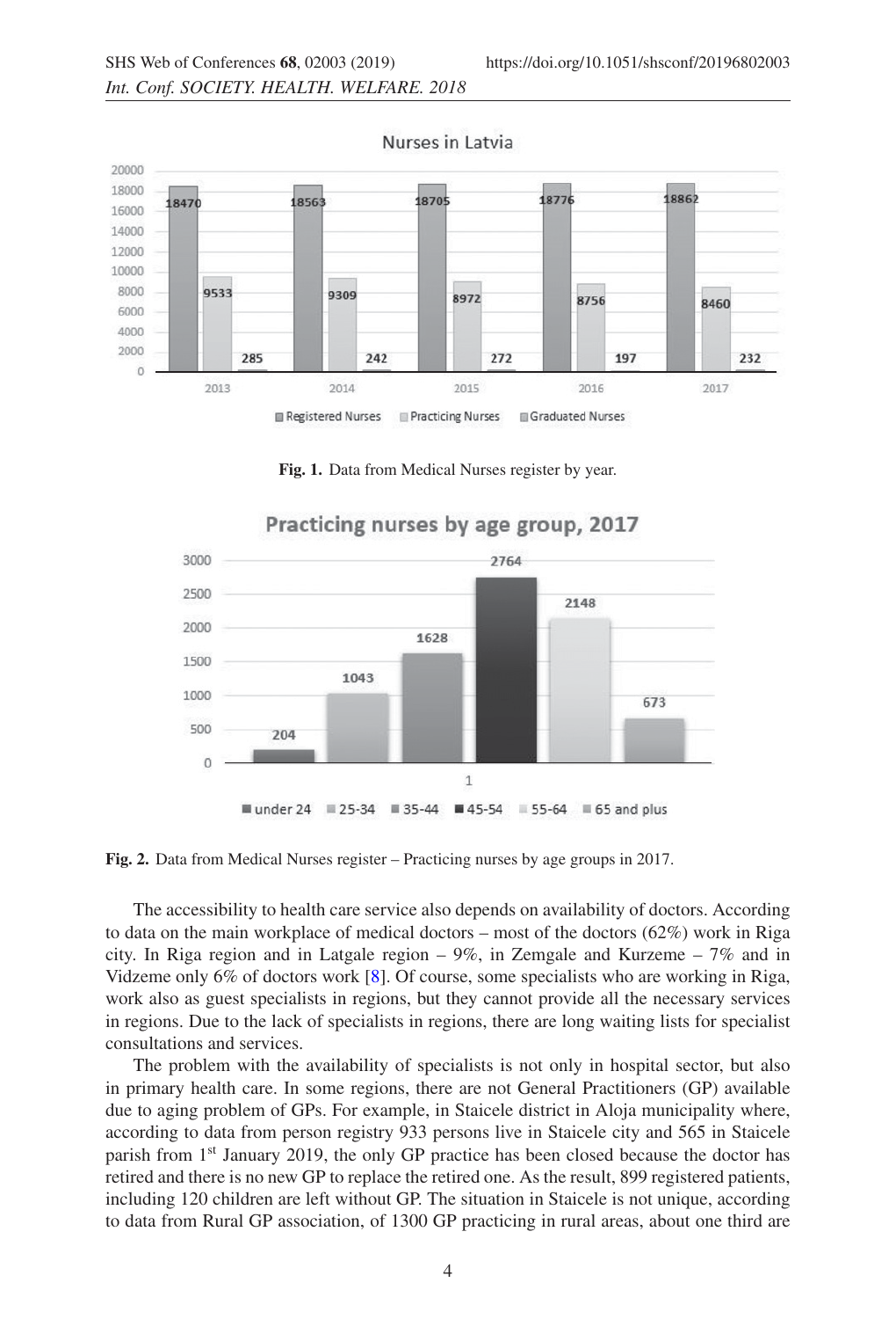Fig. 1. Data from Medical Nurses register by year.

Fig. 2. Data from Medical Nurses register – Practicing nurses by age groups in 2017.

The accessibility to health care service also depends on availability of doctors. According to data on the main workplace of medical doctors – most of the doctors (62%) work in Riga city. In Riga region and in Latgale region – 9%, in Zemgale and Kurzeme – 7% and in Vidzeme only 6% of doctors work [8]. Of course, some specialists who are working in Riga, work also as guest specialists in regions, but they cannot provide all the necessary services in regions. Due to the lack of specialists in regions, there are long waiting lists for specialist consultations and services.

The problem with the availability of specialists is not only in hospital sector, but also in primary health care. In some regions, there are not General Practitioners (GP) available due to aging problem of GPs. For example, in Staicele district in Aloja municipality where, according to data from person registry 933 persons live in Staicele city and 565 in Staicele parish from 1st January 2019, the only GP practice has been closed because the doctor has retired and there is no new GP to replace the retired one. As the result, 899 registered patients, including 120 children are left without GP. The situation in Staicele is not unique, according to data from Rural GP association, of 1300 GP practicing in rural areas, about one third are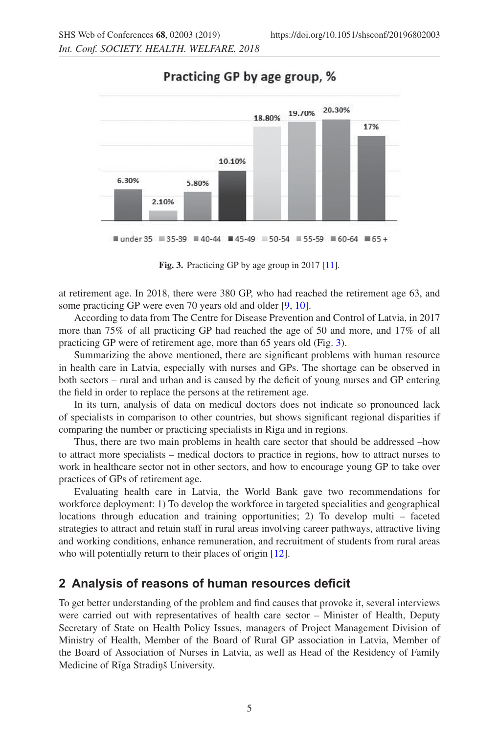Fig. 3. Practicing GP by age group in 2017 [11].

at retirement age. In 2018, there were 380 GP, who had reached the retirement age 63, and some practicing GP were even 70 years old and older [9, 10].

According to data from The Centre for Disease Prevention and Control of Latvia, in 2017 more than 75% of all practicing GP had reached the age of 50 and more, and 17% of all practicing GP were of retirement age, more than 65 years old (Fig. 3).

Summarizing the above mentioned, there are significant problems with human resource in health care in Latvia, especially with nurses and GPs. The shortage can be observed in both sectors – rural and urban and is caused by the deficit of young nurses and GP entering the field in order to replace the persons at the retirement age.

In its turn, analysis of data on medical doctors does not indicate so pronounced lack of specialists in comparison to other countries, but shows significant regional disparities if comparing the number or practicing specialists in Riga and in regions.

Thus, there are two main problems in health care sector that should be addressed –how to attract more specialists – medical doctors to practice in regions, how to attract nurses to work in healthcare sector not in other sectors, and how to encourage young GP to take over practices of GPs of retirement age.

Evaluating health care in Latvia, the World Bank gave two recommendations for workforce deployment: 1) To develop the workforce in targeted specialities and geographical locations through education and training opportunities; 2) To develop multi – faceted strategies to attract and retain staff in rural areas involving career pathways, attractive living and working conditions, enhance remuneration, and recruitment of students from rural areas who will potentially return to their places of origin [12].

## 2 Analysis of reasons of human resources deficit

To get better understanding of the problem and find causes that provoke it, several interviews were carried out with representatives of health care sector – Minister of Health, Deputy Secretary of State on Health Policy Issues, managers of Project Management Division of Ministry of Health, Member of the Board of Rural GP association in Latvia, Member of the Board of Association of Nurses in Latvia, as well as Head of the Residency of Family Medicine of Rīga Stradiņš University.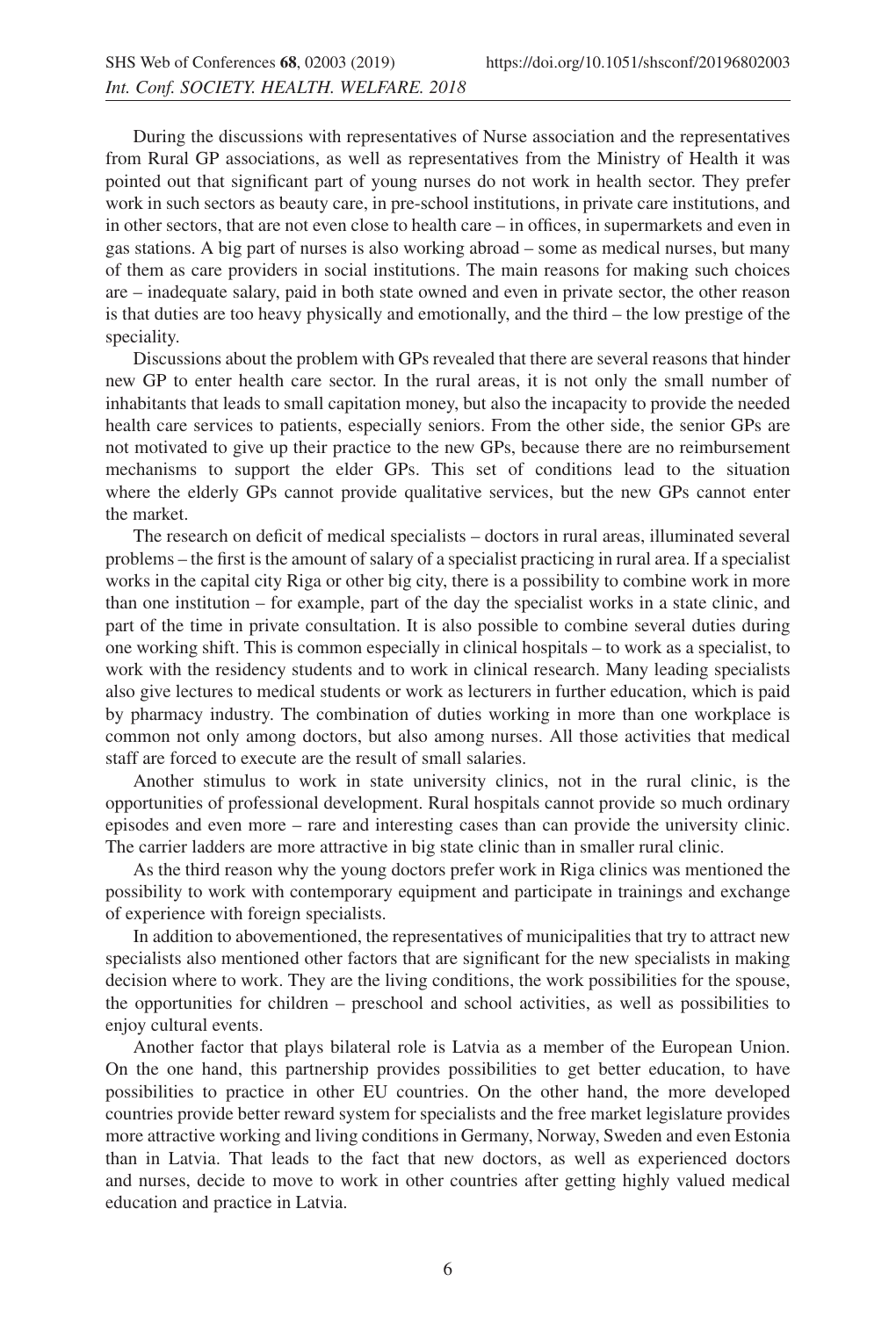During the discussions with representatives of Nurse association and the representatives from Rural GP associations, as well as representatives from the Ministry of Health it was pointed out that significant part of young nurses do not work in health sector. They prefer work in such sectors as beauty care, in pre-school institutions, in private care institutions, and in other sectors, that are not even close to health care – in offices, in supermarkets and even in gas stations. A big part of nurses is also working abroad – some as medical nurses, but many of them as care providers in social institutions. The main reasons for making such choices are – inadequate salary, paid in both state owned and even in private sector, the other reason is that duties are too heavy physically and emotionally, and the third – the low prestige of the speciality.

Discussions about the problem with GPs revealed that there are several reasons that hinder new GP to enter health care sector. In the rural areas, it is not only the small number of inhabitants that leads to small capitation money, but also the incapacity to provide the needed health care services to patients, especially seniors. From the other side, the senior GPs are not motivated to give up their practice to the new GPs, because there are no reimbursement mechanisms to support the elder GPs. This set of conditions lead to the situation where the elderly GPs cannot provide qualitative services, but the new GPs cannot enter the market.

The research on deficit of medical specialists – doctors in rural areas, illuminated several problems – the first is the amount of salary of a specialist practicing in rural area. If a specialist works in the capital city Riga or other big city, there is a possibility to combine work in more than one institution – for example, part of the day the specialist works in a state clinic, and part of the time in private consultation. It is also possible to combine several duties during one working shift. This is common especially in clinical hospitals – to work as a specialist, to work with the residency students and to work in clinical research. Many leading specialists also give lectures to medical students or work as lecturers in further education, which is paid by pharmacy industry. The combination of duties working in more than one workplace is common not only among doctors, but also among nurses. All those activities that medical staff are forced to execute are the result of small salaries.

Another stimulus to work in state university clinics, not in the rural clinic, is the opportunities of professional development. Rural hospitals cannot provide so much ordinary episodes and even more – rare and interesting cases than can provide the university clinic. The carrier ladders are more attractive in big state clinic than in smaller rural clinic.

As the third reason why the young doctors prefer work in Riga clinics was mentioned the possibility to work with contemporary equipment and participate in trainings and exchange of experience with foreign specialists.

In addition to abovementioned, the representatives of municipalities that try to attract new specialists also mentioned other factors that are significant for the new specialists in making decision where to work. They are the living conditions, the work possibilities for the spouse, the opportunities for children – preschool and school activities, as well as possibilities to enjoy cultural events.

Another factor that plays bilateral role is Latvia as a member of the European Union. On the one hand, this partnership provides possibilities to get better education, to have possibilities to practice in other EU countries. On the other hand, the more developed countries provide better reward system for specialists and the free market legislature provides more attractive working and living conditions in Germany, Norway, Sweden and even Estonia than in Latvia. That leads to the fact that new doctors, as well as experienced doctors and nurses, decide to move to work in other countries after getting highly valued medical education and practice in Latvia.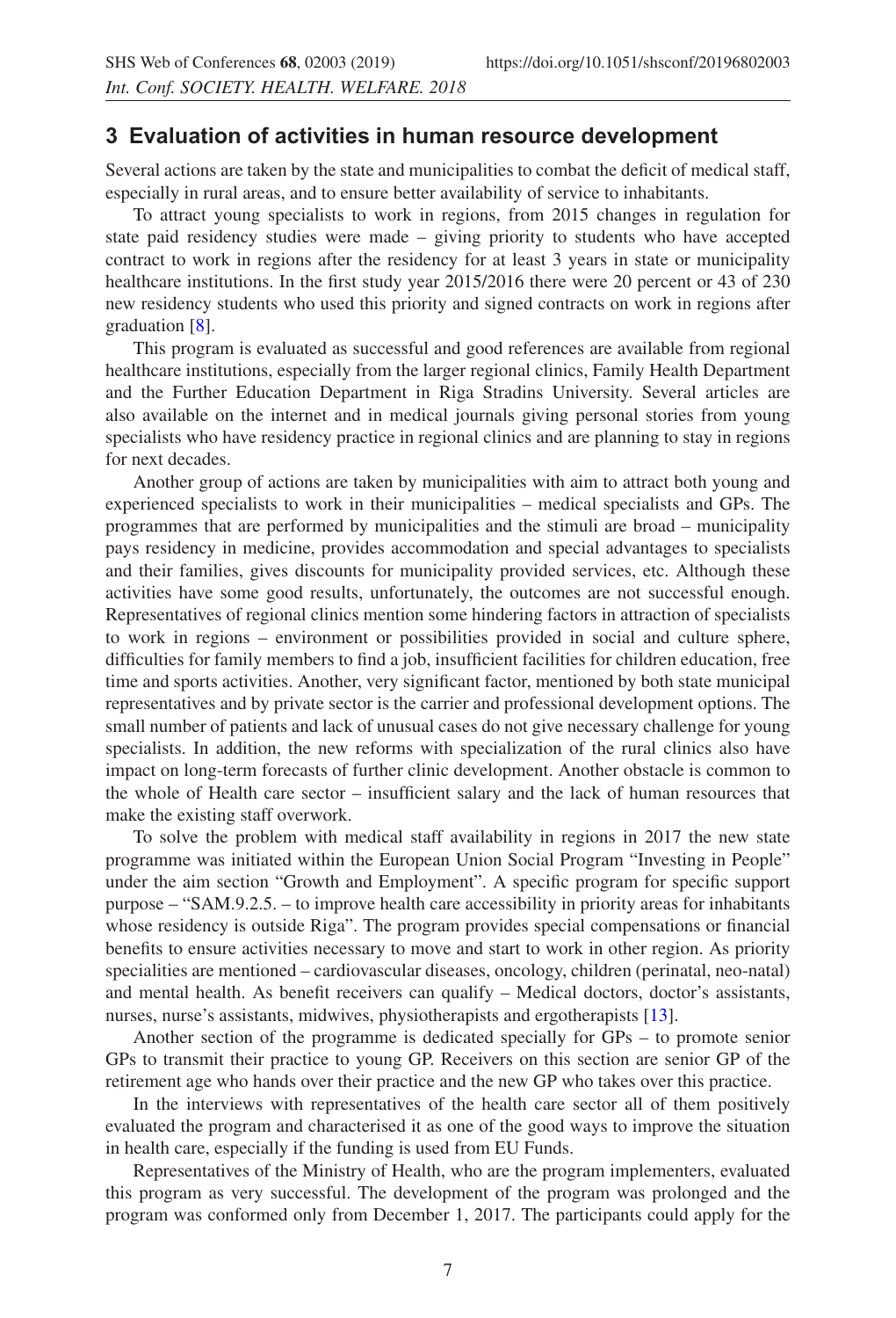## 3 Evaluation of activities in human resource development

Several actions are taken by the state and municipalities to combat the deficit of medical staff, especially in rural areas, and to ensure better availability of service to inhabitants.

To attract young specialists to work in regions, from 2015 changes in regulation for state paid residency studies were made – giving priority to students who have accepted contract to work in regions after the residency for at least 3 years in state or municipality healthcare institutions. In the first study year 2015/2016 there were 20 percent or 43 of 230 new residency students who used this priority and signed contracts on work in regions after graduation [8].

This program is evaluated as successful and good references are available from regional healthcare institutions, especially from the larger regional clinics, Family Health Department and the Further Education Department in Riga Stradins University. Several articles are also available on the internet and in medical journals giving personal stories from young specialists who have residency practice in regional clinics and are planning to stay in regions for next decades.

Another group of actions are taken by municipalities with aim to attract both young and experienced specialists to work in their municipalities – medical specialists and GPs. The programmes that are performed by municipalities and the stimuli are broad – municipality pays residency in medicine, provides accommodation and special advantages to specialists and their families, gives discounts for municipality provided services, etc. Although these activities have some good results, unfortunately, the outcomes are not successful enough. Representatives of regional clinics mention some hindering factors in attraction of specialists to work in regions – environment or possibilities provided in social and culture sphere, difficulties for family members to find a job, insufficient facilities for children education, free time and sports activities. Another, very significant factor, mentioned by both state municipal representatives and by private sector is the carrier and professional development options. The small number of patients and lack of unusual cases do not give necessary challenge for young specialists. In addition, the new reforms with specialization of the rural clinics also have impact on long-term forecasts of further clinic development. Another obstacle is common to the whole of Health care sector – insufficient salary and the lack of human resources that make the existing staff overwork.

To solve the problem with medical staff availability in regions in 2017 the new state programme was initiated within the European Union Social Program "Investing in People" under the aim section "Growth and Employment". A specific program for specific support purpose – "SAM.9.2.5. – to improve health care accessibility in priority areas for inhabitants whose residency is outside Riga". The program provides special compensations or financial benefits to ensure activities necessary to move and start to work in other region. As priority specialities are mentioned – cardiovascular diseases, oncology, children (perinatal, neo-natal) and mental health. As benefit receivers can qualify – Medical doctors, doctor's assistants, nurses, nurse's assistants, midwives, physiotherapists and ergotherapists [13].

Another section of the programme is dedicated specially for GPs – to promote senior GPs to transmit their practice to young GP. Receivers on this section are senior GP of the retirement age who hands over their practice and the new GP who takes over this practice.

In the interviews with representatives of the health care sector all of them positively evaluated the program and characterised it as one of the good ways to improve the situation in health care, especially if the funding is used from EU Funds.

Representatives of the Ministry of Health, who are the program implementers, evaluated this program as very successful. The development of the program was prolonged and the program was conformed only from December 1, 2017. The participants could apply for the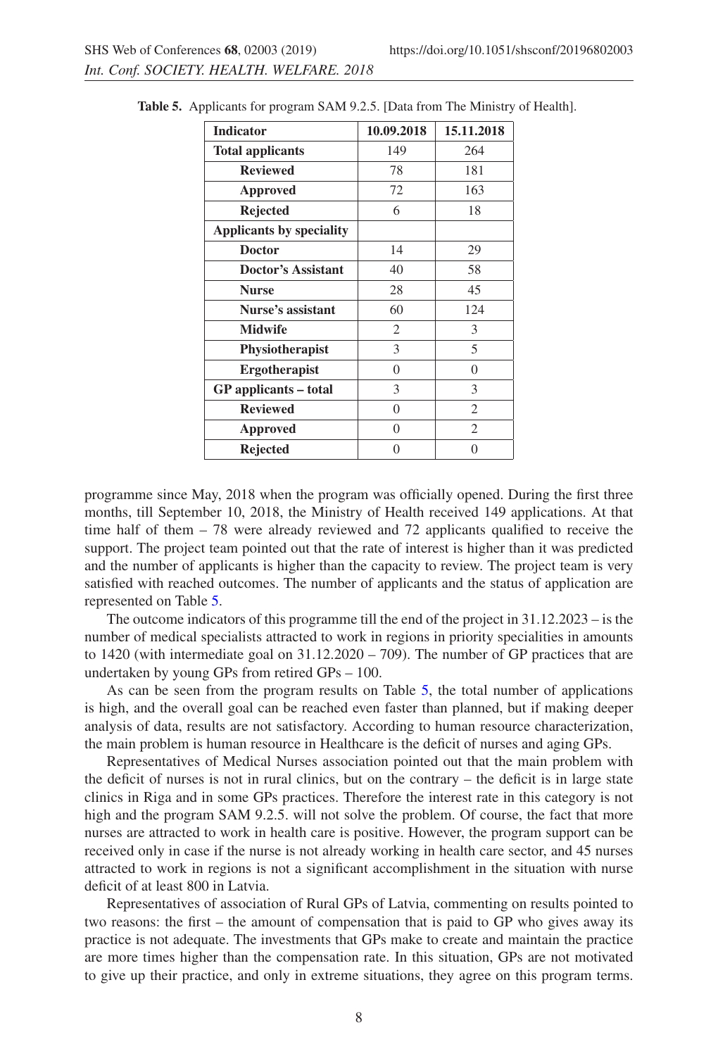**Table 5.** Applicants for program SAM 9.2.5. [Data from The Ministry of Health].

| Indicator | 10.09.2018 | 15.11.2018 |
| --- | --- | --- |
| **Total applicants** | 149 | 264 |
| **Reviewed** | 78 | 181 |
| **Approved** | 72 | 163 |
| **Rejected** | 6 | 18 |
| **Applicants by speciality** | | |
| **Doctor** | 14 | 29 |
| **Doctor's Assistant** | 40 | 58 |
| **Nurse** | 28 | 45 |
| **Nurse's assistant** | 60 | 124 |
| **Midwife** | 2 | 3 |
| **Physiotherapist** | 3 | 5 |
| **Ergotherapist** | 0 | 0 |
| **GP applicants – total** | 3 | 3 |
| **Reviewed** | 0 | 2 |
| **Approved** | 0 | 2 |
| **Rejected** | 0 | 0 |

programme since May, 2018 when the program was officially opened. During the first three months, till September 10, 2018, the Ministry of Health received 149 applications. At that time half of them – 78 were already reviewed and 72 applicants qualified to receive the support. The project team pointed out that the rate of interest is higher than it was predicted and the number of applicants is higher than the capacity to review. The project team is very satisfied with reached outcomes. The number of applicants and the status of application are represented on Table 5.

The outcome indicators of this programme till the end of the project in 31.12.2023 – is the number of medical specialists attracted to work in regions in priority specialities in amounts to 1420 (with intermediate goal on 31.12.2020 – 709). The number of GP practices that are undertaken by young GPs from retired GPs – 100.

As can be seen from the program results on Table 5, the total number of applications is high, and the overall goal can be reached even faster than planned, but if making deeper analysis of data, results are not satisfactory. According to human resource characterization, the main problem is human resource in Healthcare is the deficit of nurses and aging GPs.

Representatives of Medical Nurses association pointed out that the main problem with the deficit of nurses is not in rural clinics, but on the contrary – the deficit is in large state clinics in Riga and in some GPs practices. Therefore the interest rate in this category is not high and the program SAM 9.2.5. will not solve the problem. Of course, the fact that more nurses are attracted to work in health care is positive. However, the program support can be received only in case if the nurse is not already working in health care sector, and 45 nurses attracted to work in regions is not a significant accomplishment in the situation with nurse deficit of at least 800 in Latvia.

Representatives of association of Rural GPs of Latvia, commenting on results pointed to two reasons: the first – the amount of compensation that is paid to GP who gives away its practice is not adequate. The investments that GPs make to create and maintain the practice are more times higher than the compensation rate. In this situation, GPs are not motivated to give up their practice, and only in extreme situations, they agree on this program terms.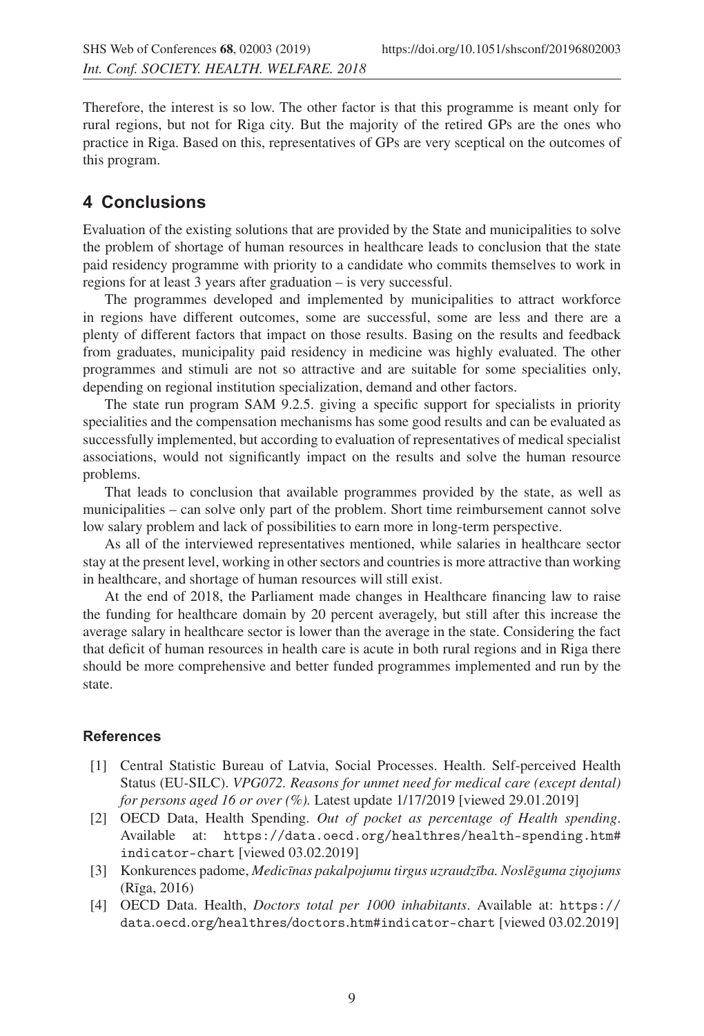Therefore, the interest is so low. The other factor is that this programme is meant only for rural regions, but not for Riga city. But the majority of the retired GPs are the ones who practice in Riga. Based on this, representatives of GPs are very sceptical on the outcomes of this program.

## 4 Conclusions

Evaluation of the existing solutions that are provided by the State and municipalities to solve the problem of shortage of human resources in healthcare leads to conclusion that the state paid residency programme with priority to a candidate who commits themselves to work in regions for at least 3 years after graduation – is very successful.

The programmes developed and implemented by municipalities to attract workforce in regions have different outcomes, some are successful, some are less and there are a plenty of different factors that impact on those results. Basing on the results and feedback from graduates, municipality paid residency in medicine was highly evaluated. The other programmes and stimuli are not so attractive and are suitable for some specialities only, depending on regional institution specialization, demand and other factors.

The state run program SAM 9.2.5. giving a specific support for specialists in priority specialities and the compensation mechanisms has some good results and can be evaluated as successfully implemented, but according to evaluation of representatives of medical specialist associations, would not significantly impact on the results and solve the human resource problems.

That leads to conclusion that available programmes provided by the state, as well as municipalities – can solve only part of the problem. Short time reimbursement cannot solve low salary problem and lack of possibilities to earn more in long-term perspective.

As all of the interviewed representatives mentioned, while salaries in healthcare sector stay at the present level, working in other sectors and countries is more attractive than working in healthcare, and shortage of human resources will still exist.

At the end of 2018, the Parliament made changes in Healthcare financing law to raise the funding for healthcare domain by 20 percent averagely, but still after this increase the average salary in healthcare sector is lower than the average in the state. Considering the fact that deficit of human resources in health care is acute in both rural regions and in Riga there should be more comprehensive and better funded programmes implemented and run by the state.

### References

[1] Central Statistic Bureau of Latvia, Social Processes. Health. Self-perceived Health Status (EU-SILC). *VPG072. Reasons for unmet need for medical care (except dental) for persons aged 16 or over (%).* Latest update 1/17/2019 [viewed 29.01.2019]

[2] OECD Data, Health Spending. *Out of pocket as percentage of Health spending*. Available at: https://data.oecd.org/healthres/health-spending.htm#indicator-chart [viewed 03.02.2019]

[3] Konkurences padome, *Medicīnas pakalpojumu tirgus uzraudzība. Noslēguma ziņojums* (Rīga, 2016)

[4] OECD Data. Health, *Doctors total per 1000 inhabitants*. Available at: https://data.oecd.org/healthres/doctors.htm#indicator-chart [viewed 03.02.2019]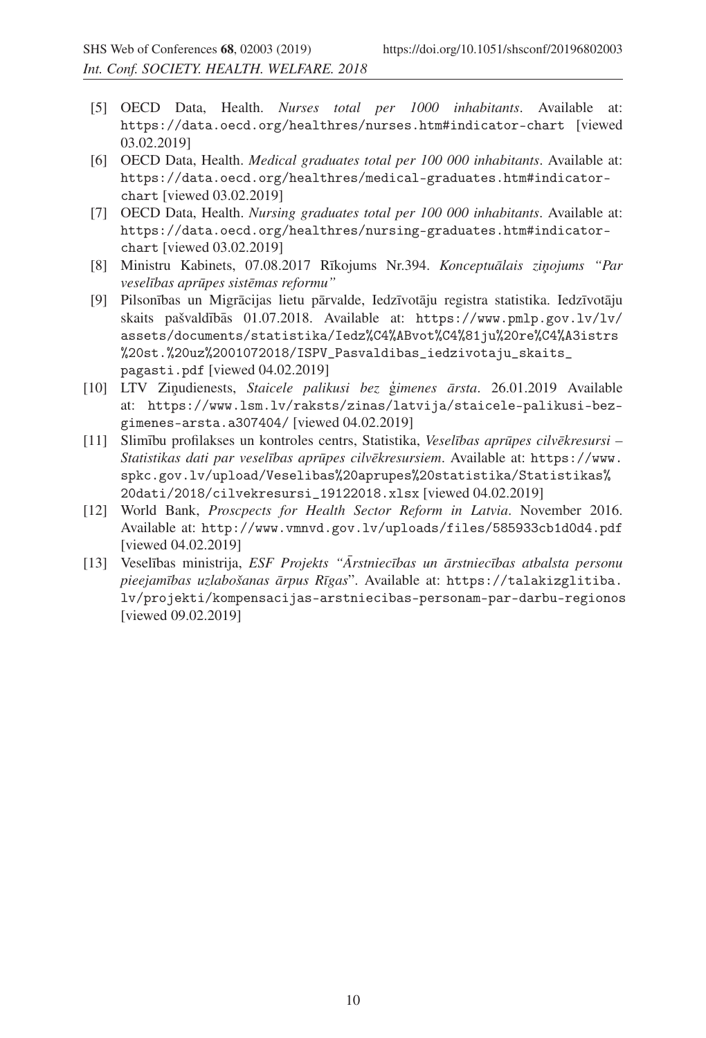[5] OECD Data, Health. *Nurses total per 1000 inhabitants*. Available at: https://data.oecd.org/healthres/nurses.htm#indicator-chart [viewed 03.02.2019]

[6] OECD Data, Health. *Medical graduates total per 100 000 inhabitants*. Available at: https://data.oecd.org/healthres/medical-graduates.htm#indicator-chart [viewed 03.02.2019]

[7] OECD Data, Health. *Nursing graduates total per 100 000 inhabitants*. Available at: https://data.oecd.org/healthres/nursing-graduates.htm#indicator-chart [viewed 03.02.2019]

[8] Ministru Kabinets, 07.08.2017 Rīkojums Nr.394. *Konceptuālais ziņojums "Par veselības aprūpes sistēmas reformu"*

[9] Pilsonības un Migrācijas lietu pārvalde, Iedzīvotāju registra statistika. Iedzīvotāju skaits pašvaldībās 01.07.2018. Available at: https://www.pmlp.gov.lv/lv/assets/documents/statistika/Iedz%C4%ABvot%C4%81ju%20re%C4%A3istrs%20st.%20uz%2001072018/ISPV_Pasvaldibas_iedzivotaju_skaits_pagasti.pdf [viewed 04.02.2019]

[10] LTV Ziņudienests, *Staicele palikusi bez ģimenes ārsta*. 26.01.2019 Available at: https://www.lsm.lv/raksts/zinas/latvija/staicele-palikusi-bez-gimenes-arsta.a307404/ [viewed 04.02.2019]

[11] Slimību profilakses un kontroles centrs, Statistika, *Veselības aprūpes cilvēkresursi – Statistikas dati par veselības aprūpes cilvēkresursiem*. Available at: https://www.spkc.gov.lv/upload/Veselibas%20aprupes%20statistika/Statistikas%20dati/2018/cilvekresursi_19122018.xlsx [viewed 04.02.2019]

[12] World Bank, *Proscpects for Health Sector Reform in Latvia*. November 2016. Available at: http://www.vmnvd.gov.lv/uploads/files/585933cb1d0d4.pdf [viewed 04.02.2019]

[13] Veselības ministrija, *ESF Projekts "Ārstniecības un ārstniecības atbalsta personu pieejamības uzlabošanas ārpus Rīgas*". Available at: https://talakizglitiba.lv/projekti/kompensacijas-arstniecibas-personam-par-darbu-regionos [viewed 09.02.2019]